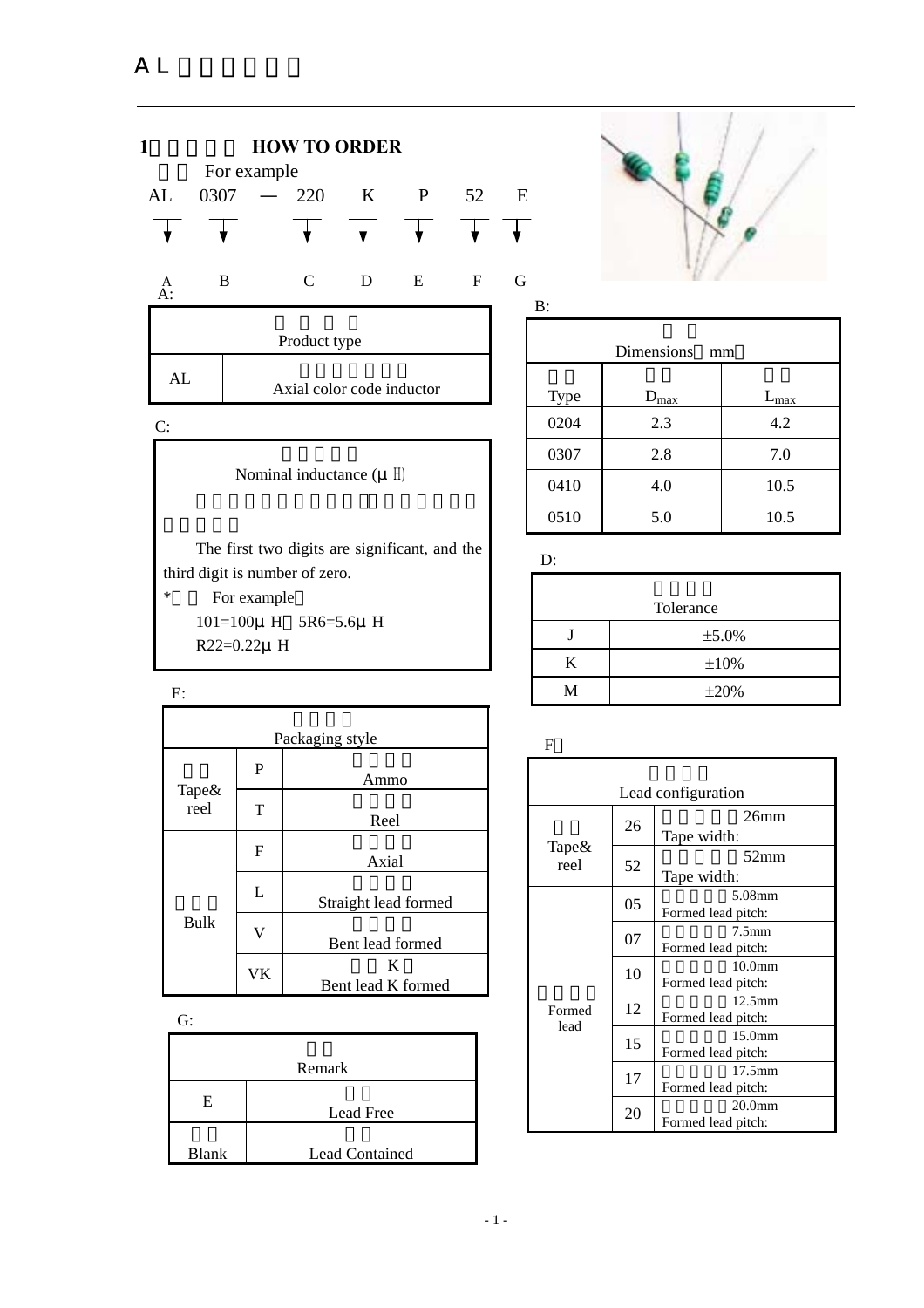# AL

## 1 HOW TO ORDER

For example

AL 0307 — 220 K P 52 E

A B C D E F G

A:

| Product type | |
|---|---|
| AL | Axial color code inductor |

B:

| Dimensions（mm） | | |
|---|---|---|
| Type | $D_{max}$ | $L_{max}$ |
| 0204 | 2.3 | 4.2 |
| 0307 | 2.8 | 7.0 |
| 0410 | 4.0 | 10.5 |
| 0510 | 5.0 | 10.5 |

C:

| Nominal inductance (μH) |
|---|
| The first two digits are significant, and the third digit is number of zero.<br>* For example：<br>101=100μH 5R6=5.6μH<br>R22=0.22μH |

D:

| Tolerance | |
|---|---|
| J | ±5.0% |
| K | ±10% |
| M | ±20% |

E:

| Packaging style | | |
|---|---|---|
| Tape& reel | P | Ammo |
| | T | Reel |
| Bulk | F | Axial |
| | L | Straight lead formed |
| | V | Bent lead formed |
| | VK | K Bent lead K formed |

F：

| Lead configuration | | |
|---|---|---|
| Tape& reel | 26 | Tape width: 26mm |
| | 52 | Tape width: 52mm |
| Formed lead | 05 | Formed lead pitch: 5.08mm |
| | 07 | Formed lead pitch: 7.5mm |
| | 10 | Formed lead pitch: 10.0mm |
| | 12 | Formed lead pitch: 12.5mm |
| | 15 | Formed lead pitch: 15.0mm |
| | 17 | Formed lead pitch: 17.5mm |
| | 20 | Formed lead pitch: 20.0mm |

G:

| Remark | |
|---|---|
| E | Lead Free |
| Blank | Lead Contained |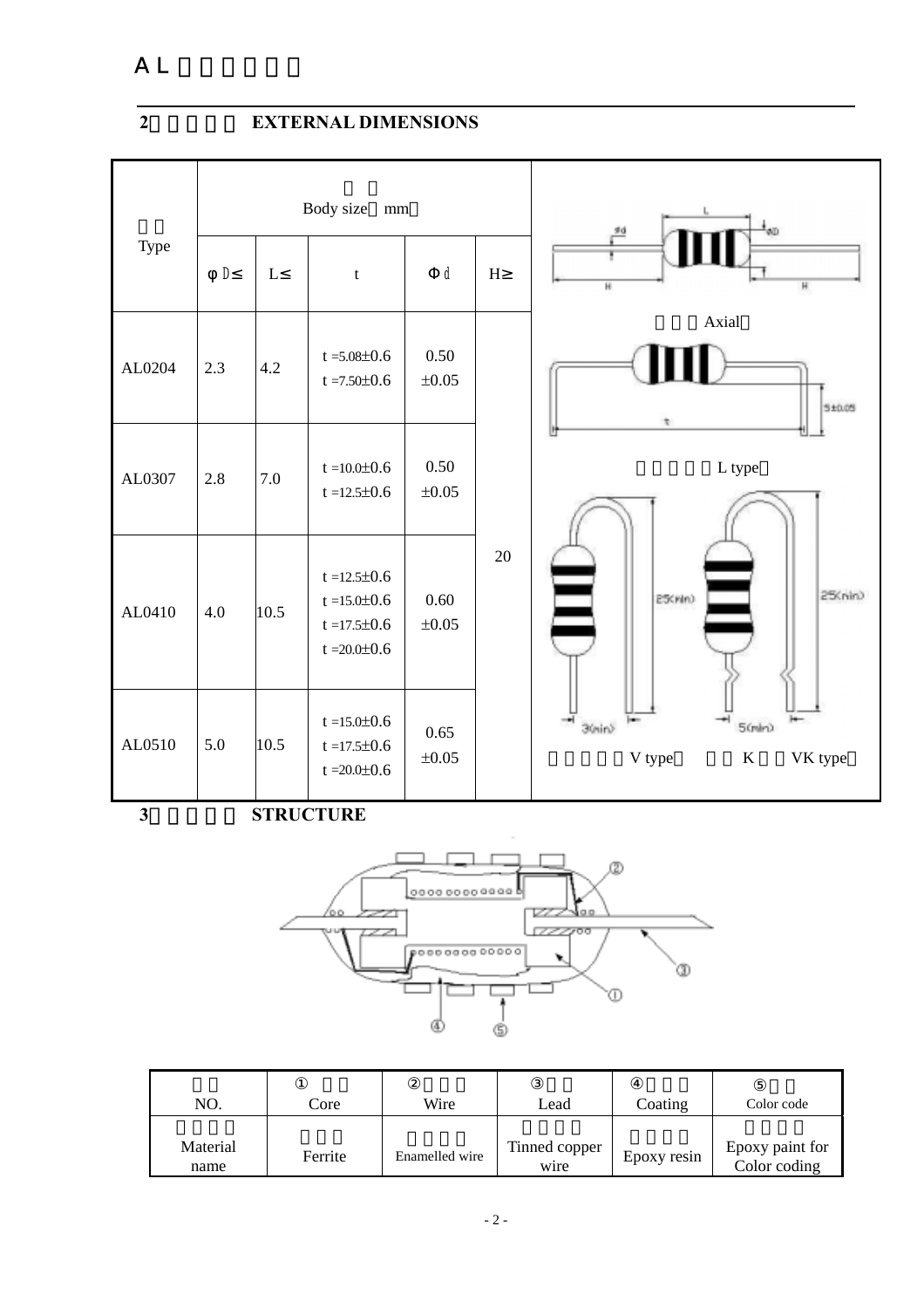AL

## 2 EXTERNAL DIMENSIONS

| Type | Body size mm | | | | |
|---|---|---|---|---|---|
| | φD≤ | L≤ | t | Φd | H≥ |
| AL0204 | 2.3 | 4.2 | t =5.08±0.6<br>t =7.50±0.6 | 0.50<br>±0.05 | 20 |
| AL0307 | 2.8 | 7.0 | t =10.0±0.6<br>t =12.5±0.6 | 0.50<br>±0.05 | |
| AL0410 | 4.0 | 10.5 | t =12.5±0.6<br>t =15.0±0.6<br>t =17.5±0.6<br>t =20.0±0.6 | 0.60<br>±0.05 | |
| AL0510 | 5.0 | 10.5 | t =15.0±0.6<br>t =17.5±0.6<br>t =20.0±0.6 | 0.65<br>±0.05 | |

Axial

L type

V type　　K　　VK type

## 3 STRUCTURE

| NO. | ① Core | ② Wire | ③ Lead | ④ Coating | ⑤ Color code |
|---|---|---|---|---|---|
| Material name | Ferrite | Enamelled wire | Tinned copper wire | Epoxy resin | Epoxy paint for Color coding |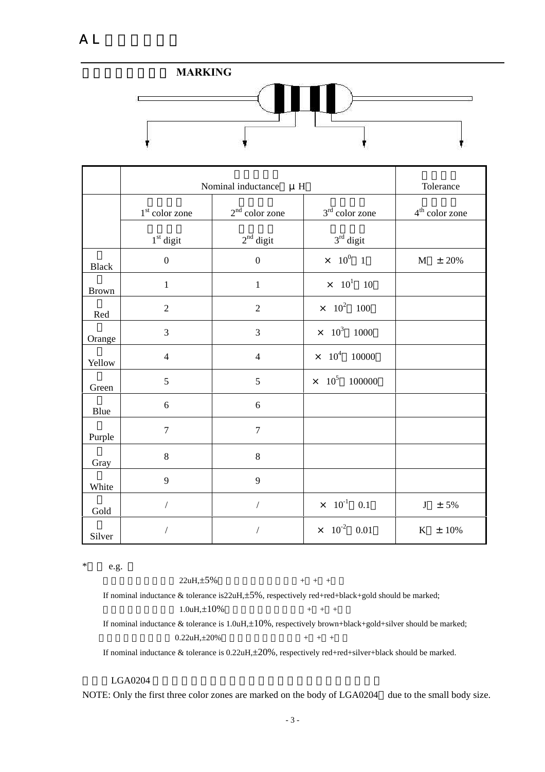## MARKING

| | Nominal inductance（μH） | | | Tolerance |
|---|---|---|---|---|
| | 1st color zone | 2nd color zone | 3rd color zone | 4th color zone |
| | 1st digit | 2nd digit | 3rd digit | |
| Black | 0 | 0 | × $10^0$（1） | M（±20%） |
| Brown | 1 | 1 | × $10^1$（10） | |
| Red | 2 | 2 | × $10^2$（100） | |
| Orange | 3 | 3 | × $10^3$（1000） | |
| Yellow | 4 | 4 | × $10^4$（10000） | |
| Green | 5 | 5 | × $10^5$（100000） | |
| Blue | 6 | 6 | | |
| Purple | 7 | 7 | | |
| Gray | 8 | 8 | | |
| White | 9 | 9 | | |
| Gold | / | / | × $10^{-1}$（0.1） | J（±5%） |
| Silver | / | / | × $10^{-2}$（0.01） | K（±10%） |

* e.g.：

22uH,±5%

If nominal inductance & tolerance is22uH,±5%, respectively red+red+black+gold should be marked;

1.0uH,±10%

If nominal inductance & tolerance is 1.0uH,±10%, respectively brown+black+gold+silver should be marked;

0.22uH,±20%

If nominal inductance & tolerance is 0.22uH,±20%, respectively red+red+silver+black should be marked.

LGA0204

NOTE: Only the first three color zones are marked on the body of LGA0204 due to the small body size.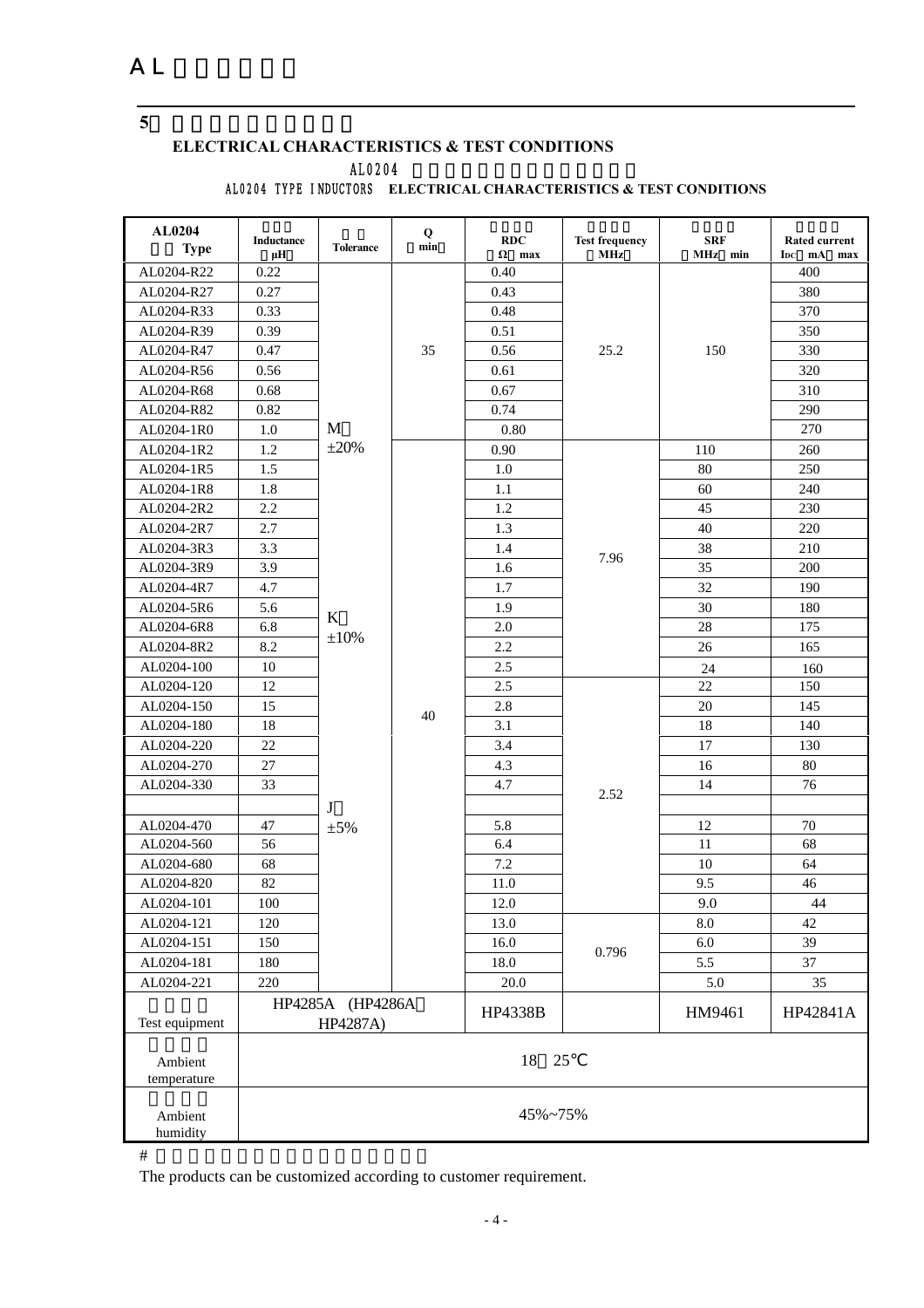# AL

## 5

### ELECTRICAL CHARACTERISTICS & TEST CONDITIONS

AL0204

AL0204 TYPE INDUCTORS ELECTRICAL CHARACTERISTICS & TEST CONDITIONS

| AL0204 Type | Inductance μH | Tolerance | Q min | RDC Ω max | Test frequency MHz | SRF MHz min | Rated current IDC mA max |
|---|---|---|---|---|---|---|---|
| AL0204-R22 | 0.22 | M ±20% | 35 | 0.40 | 25.2 | 150 | 400 |
| AL0204-R27 | 0.27 | | | 0.43 | | | 380 |
| AL0204-R33 | 0.33 | | | 0.48 | | | 370 |
| AL0204-R39 | 0.39 | | | 0.51 | | | 350 |
| AL0204-R47 | 0.47 | | | 0.56 | | | 330 |
| AL0204-R56 | 0.56 | | | 0.61 | | | 320 |
| AL0204-R68 | 0.68 | | | 0.67 | | | 310 |
| AL0204-R82 | 0.82 | | | 0.74 | | | 290 |
| AL0204-1R0 | 1.0 | | | 0.80 | | | 270 |
| AL0204-1R2 | 1.2 | | 40 | 0.90 | 7.96 | 110 | 260 |
| AL0204-1R5 | 1.5 | | | 1.0 | | 80 | 250 |
| AL0204-1R8 | 1.8 | | | 1.1 | | 60 | 240 |
| AL0204-2R2 | 2.2 | | | 1.2 | | 45 | 230 |
| AL0204-2R7 | 2.7 | | | 1.3 | | 40 | 220 |
| AL0204-3R3 | 3.3 | | | 1.4 | | 38 | 210 |
| AL0204-3R9 | 3.9 | | | 1.6 | | 35 | 200 |
| AL0204-4R7 | 4.7 | | | 1.7 | | 32 | 190 |
| AL0204-5R6 | 5.6 | K ±10% | | 1.9 | | 30 | 180 |
| AL0204-6R8 | 6.8 | | | 2.0 | | 28 | 175 |
| AL0204-8R2 | 8.2 | | | 2.2 | | 26 | 165 |
| AL0204-100 | 10 | | | 2.5 | | 24 | 160 |
| AL0204-120 | 12 | | | 2.5 | 2.52 | 22 | 150 |
| AL0204-150 | 15 | | | 2.8 | | 20 | 145 |
| AL0204-180 | 18 | | | 3.1 | | 18 | 140 |
| AL0204-220 | 22 | | | 3.4 | | 17 | 130 |
| AL0204-270 | 27 | | | 4.3 | | 16 | 80 |
| AL0204-330 | 33 | | | 4.7 | | 14 | 76 |
| | | J ±5% | | | | | |
| AL0204-470 | 47 | | | 5.8 | | 12 | 70 |
| AL0204-560 | 56 | | | 6.4 | | 11 | 68 |
| AL0204-680 | 68 | | | 7.2 | | 10 | 64 |
| AL0204-820 | 82 | | | 11.0 | | 9.5 | 46 |
| AL0204-101 | 100 | | | 12.0 | | 9.0 | 44 |
| AL0204-121 | 120 | | | 13.0 | 0.796 | 8.0 | 42 |
| AL0204-151 | 150 | | | 16.0 | | 6.0 | 39 |
| AL0204-181 | 180 | | | 18.0 | | 5.5 | 37 |
| AL0204-221 | 220 | | | 20.0 | | 5.0 | 35 |
| Test equipment | HP4285A (HP4286A HP4287A) | | | HP4338B | | HM9461 | HP42841A |
| Ambient temperature | 18 25℃ | | | | | | |
| Ambient humidity | 45%~75% | | | | | | |

#

The products can be customized according to customer requirement.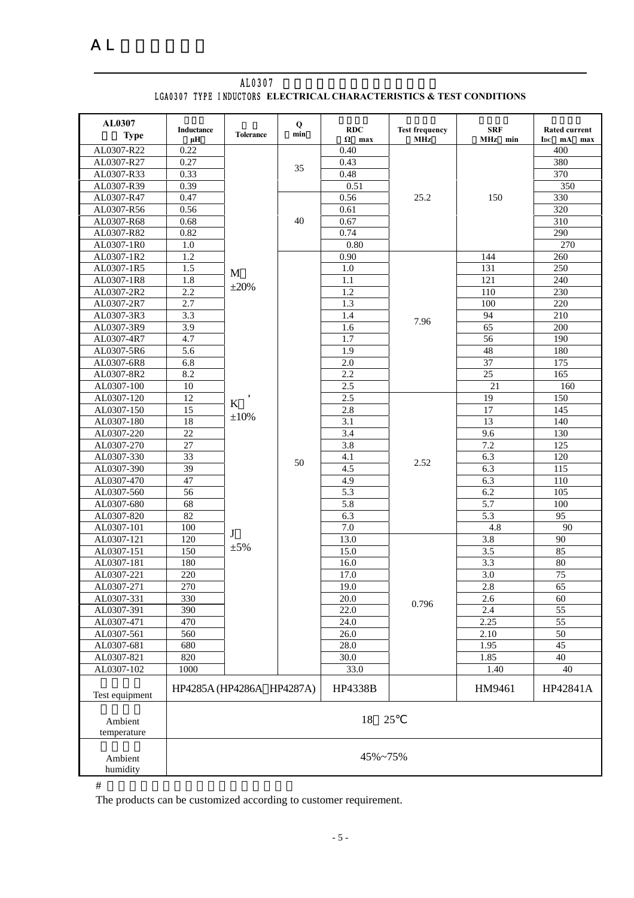# AL

## AL0307

LGA0307 TYPE INDUCTORS **ELECTRICAL CHARACTERISTICS & TEST CONDITIONS**

| AL0307 Type | Inductance (μH) | Tolerance | Q min | RDC (Ω) max | Test frequency (MHz) | SRF (MHz) min | Rated current IDC (mA) max |
|---|---|---|---|---|---|---|---|
| AL0307-R22 | 0.22 | M ±20% | 35 | 0.40 | 25.2 | 150 | 400 |
| AL0307-R27 | 0.27 | | | 0.43 | | | 380 |
| AL0307-R33 | 0.33 | | | 0.48 | | | 370 |
| AL0307-R39 | 0.39 | | | 0.51 | | | 350 |
| AL0307-R47 | 0.47 | | 40 | 0.56 | | | 330 |
| AL0307-R56 | 0.56 | | | 0.61 | | | 320 |
| AL0307-R68 | 0.68 | | | 0.67 | | | 310 |
| AL0307-R82 | 0.82 | | | 0.74 | | | 290 |
| AL0307-1R0 | 1.0 | | | 0.80 | | | 270 |
| AL0307-1R2 | 1.2 | | 50 | 0.90 | 7.96 | 144 | 260 |
| AL0307-1R5 | 1.5 | | | 1.0 | | 131 | 250 |
| AL0307-1R8 | 1.8 | | | 1.1 | | 121 | 240 |
| AL0307-2R2 | 2.2 | | | 1.2 | | 110 | 230 |
| AL0307-2R7 | 2.7 | | | 1.3 | | 100 | 220 |
| AL0307-3R3 | 3.3 | | | 1.4 | | 94 | 210 |
| AL0307-3R9 | 3.9 | | | 1.6 | | 65 | 200 |
| AL0307-4R7 | 4.7 | | | 1.7 | | 56 | 190 |
| AL0307-5R6 | 5.6 | | | 1.9 | | 48 | 180 |
| AL0307-6R8 | 6.8 | | | 2.0 | | 37 | 175 |
| AL0307-8R2 | 8.2 | | | 2.2 | | 25 | 165 |
| AL0307-100 | 10 | | | 2.5 | | 21 | 160 |
| AL0307-120 | 12 | K ±10% | | 2.5 | 2.52 | 19 | 150 |
| AL0307-150 | 15 | | | 2.8 | | 17 | 145 |
| AL0307-180 | 18 | | | 3.1 | | 13 | 140 |
| AL0307-220 | 22 | | | 3.4 | | 9.6 | 130 |
| AL0307-270 | 27 | | | 3.8 | | 7.2 | 125 |
| AL0307-330 | 33 | | | 4.1 | | 6.3 | 120 |
| AL0307-390 | 39 | | | 4.5 | | 6.3 | 115 |
| AL0307-470 | 47 | | | 4.9 | | 6.3 | 110 |
| AL0307-560 | 56 | | | 5.3 | | 6.2 | 105 |
| AL0307-680 | 68 | | | 5.8 | | 5.7 | 100 |
| AL0307-820 | 82 | | | 6.3 | | 5.3 | 95 |
| AL0307-101 | 100 | J ±5% | | 7.0 | | 4.8 | 90 |
| AL0307-121 | 120 | | | 13.0 | 0.796 | 3.8 | 90 |
| AL0307-151 | 150 | | | 15.0 | | 3.5 | 85 |
| AL0307-181 | 180 | | | 16.0 | | 3.3 | 80 |
| AL0307-221 | 220 | | | 17.0 | | 3.0 | 75 |
| AL0307-271 | 270 | | | 19.0 | | 2.8 | 65 |
| AL0307-331 | 330 | | | 20.0 | | 2.6 | 60 |
| AL0307-391 | 390 | | | 22.0 | | 2.4 | 55 |
| AL0307-471 | 470 | | | 24.0 | | 2.25 | 55 |
| AL0307-561 | 560 | | | 26.0 | | 2.10 | 50 |
| AL0307-681 | 680 | | | 28.0 | | 1.95 | 45 |
| AL0307-821 | 820 | | | 30.0 | | 1.85 | 40 |
| AL0307-102 | 1000 | | | 33.0 | | 1.40 | 40 |
| Test equipment | HP4285A (HP4286A HP4287A) | | | HP4338B | | HM9461 | HP42841A |
| Ambient temperature | 18 25℃ | | | | | | |
| Ambient humidity | 45%~75% | | | | | | |

#

The products can be customized according to customer requirement.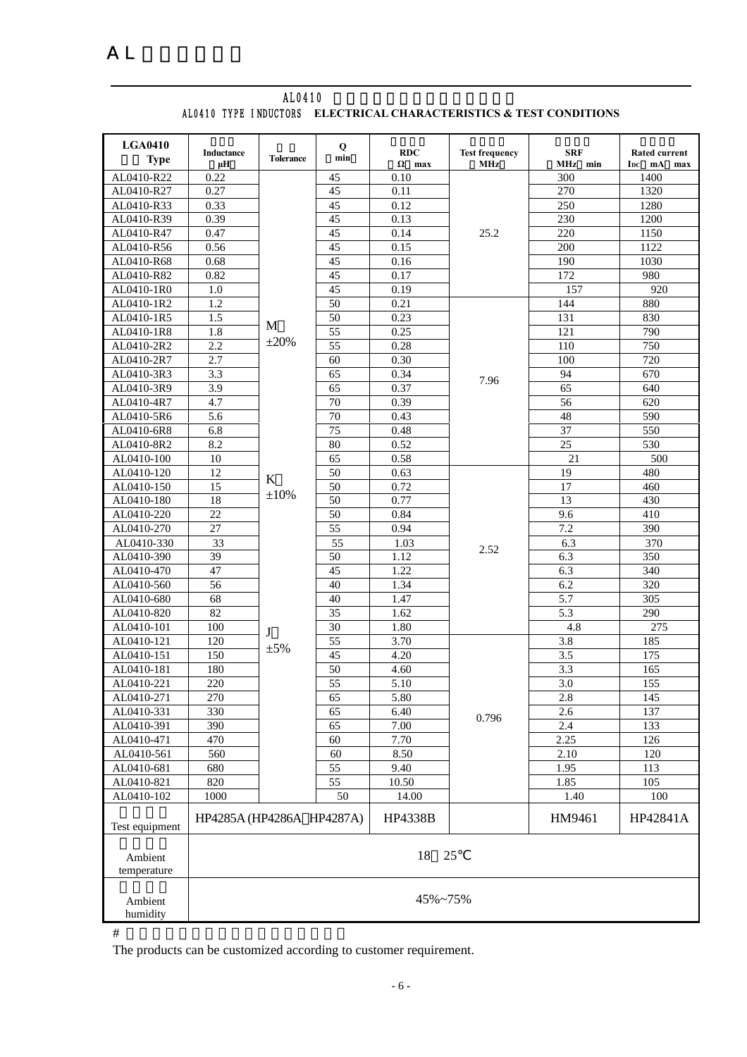# AL

## AL0410

AL0410 TYPE INDUCTORS ELECTRICAL CHARACTERISTICS & TEST CONDITIONS

| LGA0410 Type | Inductance μH | Tolerance | Q min | RDC Ω max | Test frequency MHz | SRF MHz min | Rated current IDC mA max |
|---|---|---|---|---|---|---|---|
| AL0410-R22 | 0.22 | M ±20% | 45 | 0.10 | 25.2 | 300 | 1400 |
| AL0410-R27 | 0.27 | | 45 | 0.11 | | 270 | 1320 |
| AL0410-R33 | 0.33 | | 45 | 0.12 | | 250 | 1280 |
| AL0410-R39 | 0.39 | | 45 | 0.13 | | 230 | 1200 |
| AL0410-R47 | 0.47 | | 45 | 0.14 | | 220 | 1150 |
| AL0410-R56 | 0.56 | | 45 | 0.15 | | 200 | 1122 |
| AL0410-R68 | 0.68 | | 45 | 0.16 | | 190 | 1030 |
| AL0410-R82 | 0.82 | | 45 | 0.17 | | 172 | 980 |
| AL0410-1R0 | 1.0 | | 45 | 0.19 | | 157 | 920 |
| AL0410-1R2 | 1.2 | | 50 | 0.21 | 7.96 | 144 | 880 |
| AL0410-1R5 | 1.5 | | 50 | 0.23 | | 131 | 830 |
| AL0410-1R8 | 1.8 | | 55 | 0.25 | | 121 | 790 |
| AL0410-2R2 | 2.2 | | 55 | 0.28 | | 110 | 750 |
| AL0410-2R7 | 2.7 | | 60 | 0.30 | | 100 | 720 |
| AL0410-3R3 | 3.3 | | 65 | 0.34 | | 94 | 670 |
| AL0410-3R9 | 3.9 | | 65 | 0.37 | | 65 | 640 |
| AL0410-4R7 | 4.7 | | 70 | 0.39 | | 56 | 620 |
| AL0410-5R6 | 5.6 | | 70 | 0.43 | | 48 | 590 |
| AL0410-6R8 | 6.8 | | 75 | 0.48 | | 37 | 550 |
| AL0410-8R2 | 8.2 | | 80 | 0.52 | | 25 | 530 |
| AL0410-100 | 10 | | 65 | 0.58 | | 21 | 500 |
| AL0410-120 | 12 | K ±10% | 50 | 0.63 | 2.52 | 19 | 480 |
| AL0410-150 | 15 | | 50 | 0.72 | | 17 | 460 |
| AL0410-180 | 18 | | 50 | 0.77 | | 13 | 430 |
| AL0410-220 | 22 | | 50 | 0.84 | | 9.6 | 410 |
| AL0410-270 | 27 | | 55 | 0.94 | | 7.2 | 390 |
| AL0410-330 | 33 | | 55 | 1.03 | | 6.3 | 370 |
| AL0410-390 | 39 | | 50 | 1.12 | | 6.3 | 350 |
| AL0410-470 | 47 | | 45 | 1.22 | | 6.3 | 340 |
| AL0410-560 | 56 | | 40 | 1.34 | | 6.2 | 320 |
| AL0410-680 | 68 | | 40 | 1.47 | | 5.7 | 305 |
| AL0410-820 | 82 | | 35 | 1.62 | | 5.3 | 290 |
| AL0410-101 | 100 | J ±5% | 30 | 1.80 | | 4.8 | 275 |
| AL0410-121 | 120 | | 55 | 3.70 | 0.796 | 3.8 | 185 |
| AL0410-151 | 150 | | 45 | 4.20 | | 3.5 | 175 |
| AL0410-181 | 180 | | 50 | 4.60 | | 3.3 | 165 |
| AL0410-221 | 220 | | 55 | 5.10 | | 3.0 | 155 |
| AL0410-271 | 270 | | 65 | 5.80 | | 2.8 | 145 |
| AL0410-331 | 330 | | 65 | 6.40 | | 2.6 | 137 |
| AL0410-391 | 390 | | 65 | 7.00 | | 2.4 | 133 |
| AL0410-471 | 470 | | 60 | 7.70 | | 2.25 | 126 |
| AL0410-561 | 560 | | 60 | 8.50 | | 2.10 | 120 |
| AL0410-681 | 680 | | 55 | 9.40 | | 1.95 | 113 |
| AL0410-821 | 820 | | 55 | 10.50 | | 1.85 | 105 |
| AL0410-102 | 1000 | | 50 | 14.00 | | 1.40 | 100 |
| Test equipment | HP4285A (HP4286A HP4287A) | | | HP4338B | | HM9461 | HP42841A |
| Ambient temperature | 18 25℃ | | | | | | |
| Ambient humidity | 45%~75% | | | | | | |

#

The products can be customized according to customer requirement.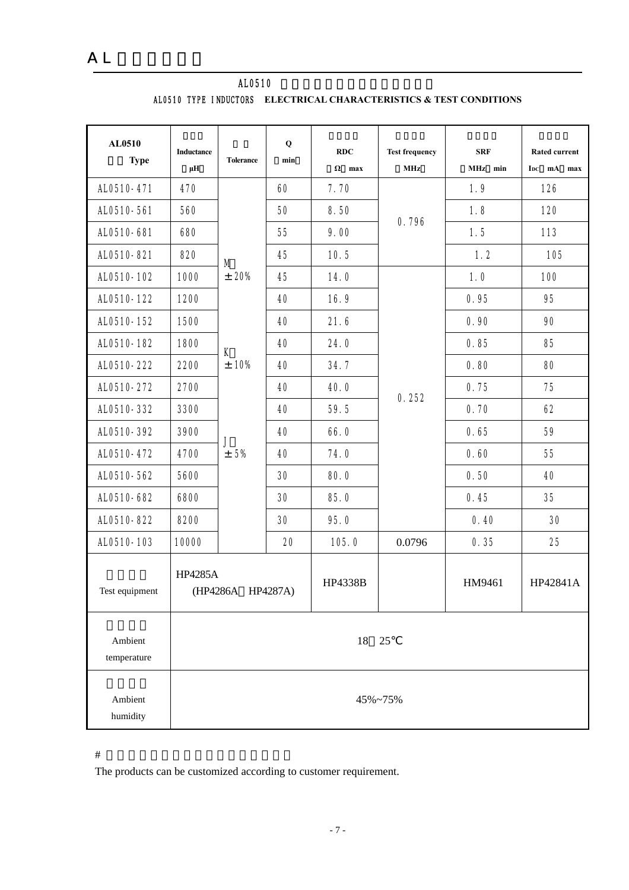# AL

## AL0510

### AL0510 TYPE INDUCTORS ELECTRICAL CHARACTERISTICS & TEST CONDITIONS

| AL0510 Type | Inductance (μH) | Tolerance | Q (min) | RDC (Ω max) | Test frequency (MHz) | SRF (MHz min) | Rated current IDC (mA max) |
|---|---|---|---|---|---|---|---|
| AL0510-471 | 470 | M ±20% | 60 | 7.70 | 0.796 | 1.9 | 126 |
| AL0510-561 | 560 | | 50 | 8.50 | | 1.8 | 120 |
| AL0510-681 | 680 | | 55 | 9.00 | | 1.5 | 113 |
| AL0510-821 | 820 | | 45 | 10.5 | | 1.2 | 105 |
| AL0510-102 | 1000 | | 45 | 14.0 | 0.252 | 1.0 | 100 |
| AL0510-122 | 1200 | K ±10% | 40 | 16.9 | | 0.95 | 95 |
| AL0510-152 | 1500 | | 40 | 21.6 | | 0.90 | 90 |
| AL0510-182 | 1800 | | 40 | 24.0 | | 0.85 | 85 |
| AL0510-222 | 2200 | | 40 | 34.7 | | 0.80 | 80 |
| AL0510-272 | 2700 | | 40 | 40.0 | | 0.75 | 75 |
| AL0510-332 | 3300 | J ±5% | 40 | 59.5 | | 0.70 | 62 |
| AL0510-392 | 3900 | | 40 | 66.0 | | 0.65 | 59 |
| AL0510-472 | 4700 | | 40 | 74.0 | | 0.60 | 55 |
| AL0510-562 | 5600 | | 30 | 80.0 | | 0.50 | 40 |
| AL0510-682 | 6800 | | 30 | 85.0 | | 0.45 | 35 |
| AL0510-822 | 8200 | | 30 | 95.0 | | 0.40 | 30 |
| AL0510-103 | 10000 | | 20 | 105.0 | 0.0796 | 0.35 | 25 |
| Test equipment | HP4285A (HP4286A HP4287A) | | | HP4338B | | HM9461 | HP42841A |
| Ambient temperature | 18 25℃ | | | | | | |
| Ambient humidity | 45%~75% | | | | | | |

#

The products can be customized according to customer requirement.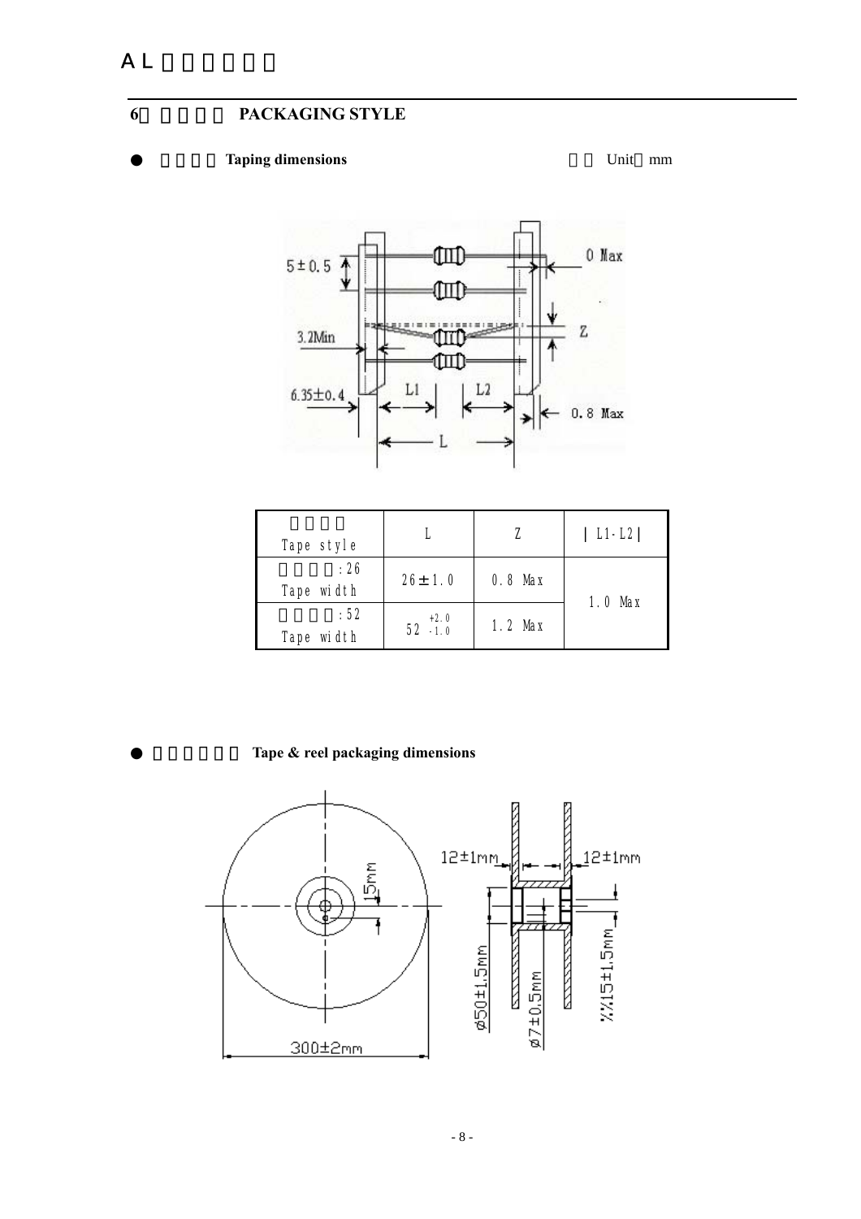## 6 PACKAGING STYLE

● Taping dimensions Unit mm

| Tape style | L | Z | \| L1-L2 \| |
|---|---|---|---|
| :26 Tape width | 26 ± 1.0 | 0.8 Max | 1.0 Max |
| :52 Tape width | $52^{+2.0}_{-1.0}$ | 1.2 Max | |

● Tape & reel packaging dimensions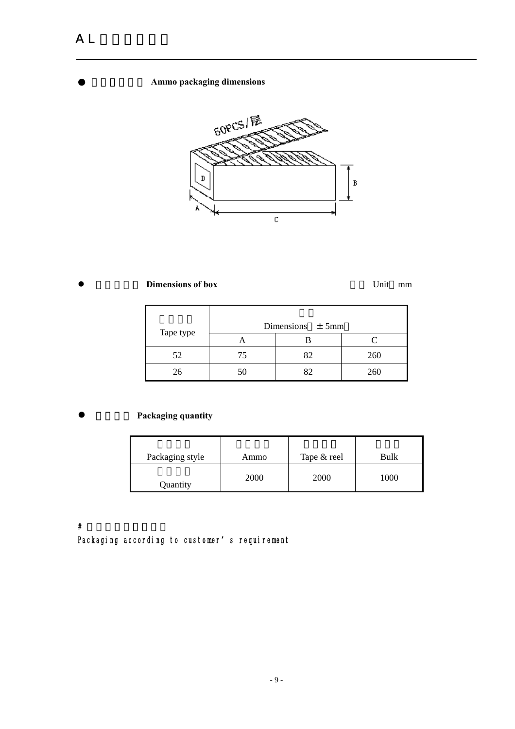# AL

● Ammo packaging dimensions

50PCS/层

D

B

A

C

● Dimensions of box　　　　　　　　　　　Unit mm

| Tape type | Dimensions ±5mm | | |
|---|---|---|---|
| | A | B | C |
| 52 | 75 | 82 | 260 |
| 26 | 50 | 82 | 260 |

● Packaging quantity

| Packaging style | Ammo | Tape & reel | Bulk |
|---|---|---|---|
| Quantity | 2000 | 2000 | 1000 |

#

Packaging according to customer's requirement